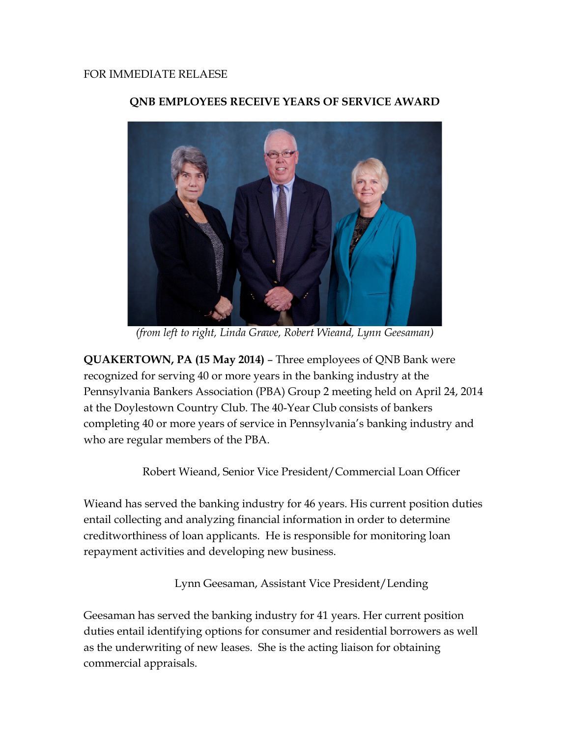FOR IMMEDIATE RELAESE

## QNB EMPLOYEES RECEIVE YEARS OF SERVICE AWARD

*(from left to right, Linda Grawe, Robert Wieand, Lynn Geesaman)*

**QUAKERTOWN, PA (15 May 2014)** – Three employees of QNB Bank were recognized for serving 40 or more years in the banking industry at the Pennsylvania Bankers Association (PBA) Group 2 meeting held on April 24, 2014 at the Doylestown Country Club. The 40-Year Club consists of bankers completing 40 or more years of service in Pennsylvania's banking industry and who are regular members of the PBA.

Robert Wieand, Senior Vice President/Commercial Loan Officer

Wieand has served the banking industry for 46 years. His current position duties entail collecting and analyzing financial information in order to determine creditworthiness of loan applicants. He is responsible for monitoring loan repayment activities and developing new business.

Lynn Geesaman, Assistant Vice President/Lending

Geesaman has served the banking industry for 41 years. Her current position duties entail identifying options for consumer and residential borrowers as well as the underwriting of new leases. She is the acting liaison for obtaining commercial appraisals.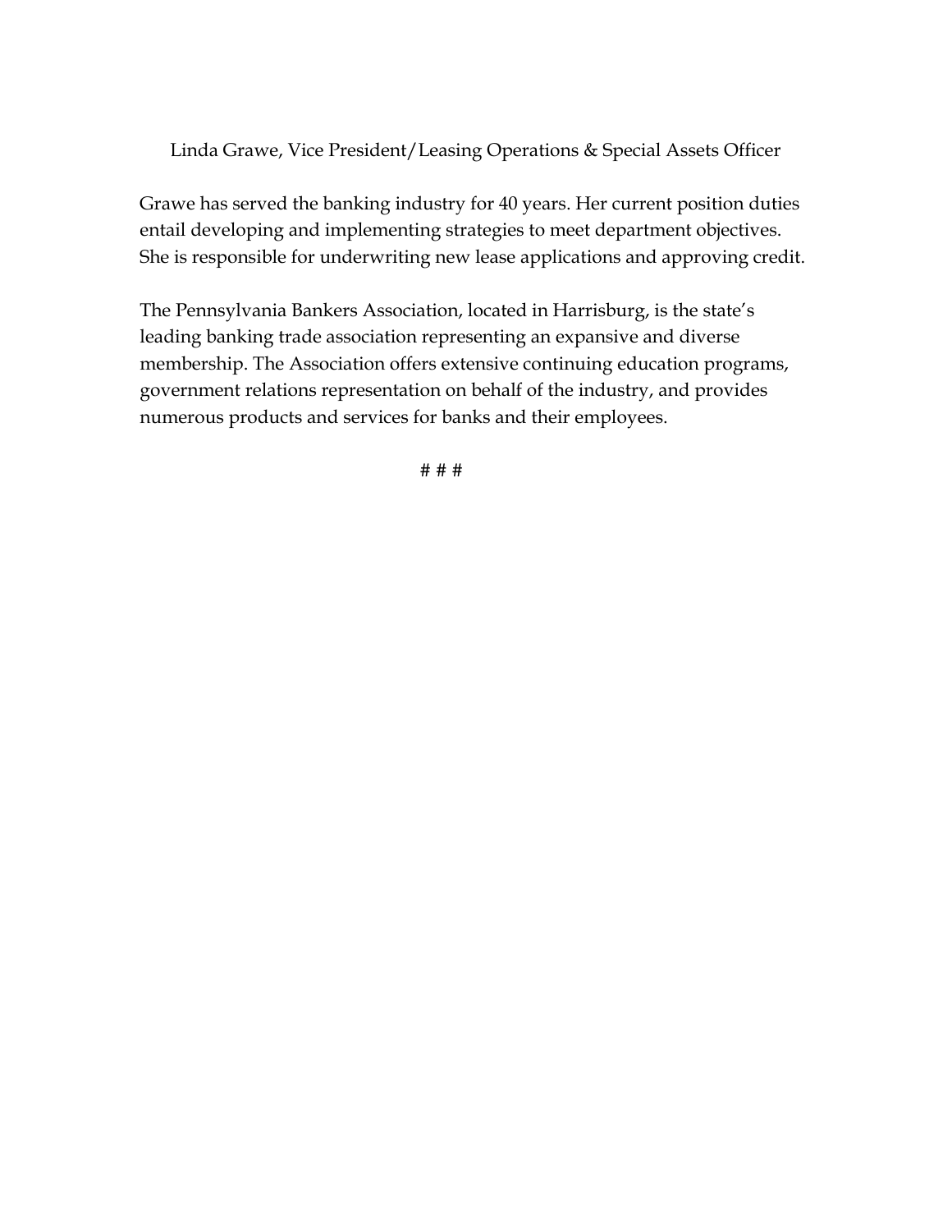Linda Grawe, Vice President/Leasing Operations & Special Assets Officer

Grawe has served the banking industry for 40 years. Her current position duties entail developing and implementing strategies to meet department objectives. She is responsible for underwriting new lease applications and approving credit.

The Pennsylvania Bankers Association, located in Harrisburg, is the state's leading banking trade association representing an expansive and diverse membership. The Association offers extensive continuing education programs, government relations representation on behalf of the industry, and provides numerous products and services for banks and their employees.

# # #